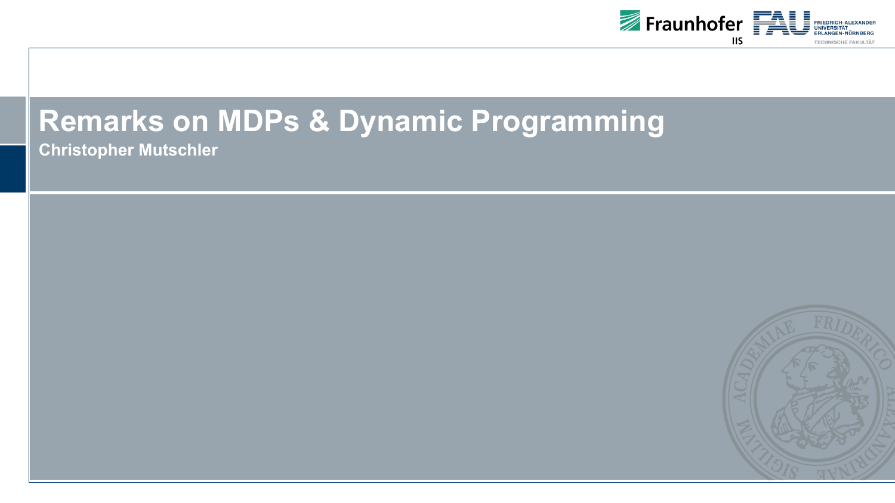# Remarks on MDPs & Dynamic Programming

**Christopher Mutschler**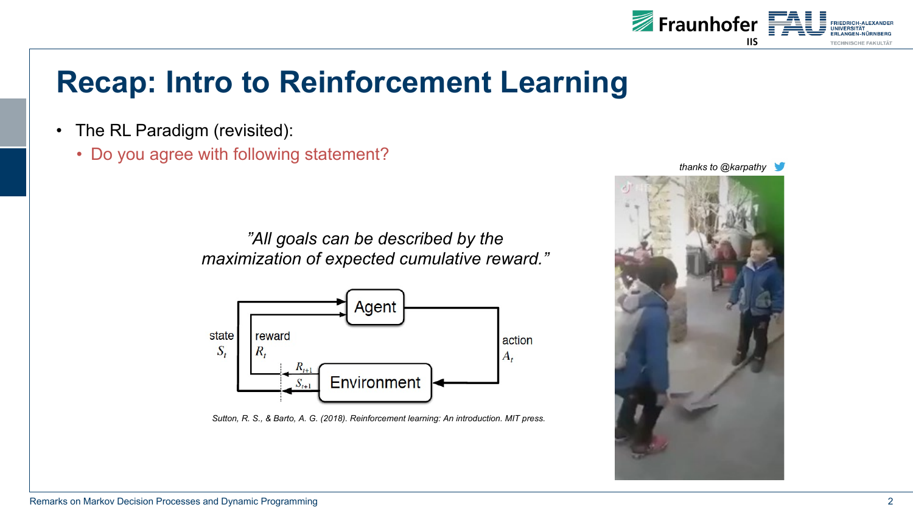# Recap: Intro to Reinforcement Learning

- The RL Paradigm (revisited):
  - Do you agree with following statement?

*"All goals can be described by the maximization of expected cumulative reward."*

Agent

state $S_t$ | reward $R_t$ | action $A_t$

$R_{t+1}$ | $S_{t+1}$

Environment

*Sutton, R. S., & Barto, A. G. (2018). Reinforcement learning: An introduction. MIT press.*

*thanks to @karpathy*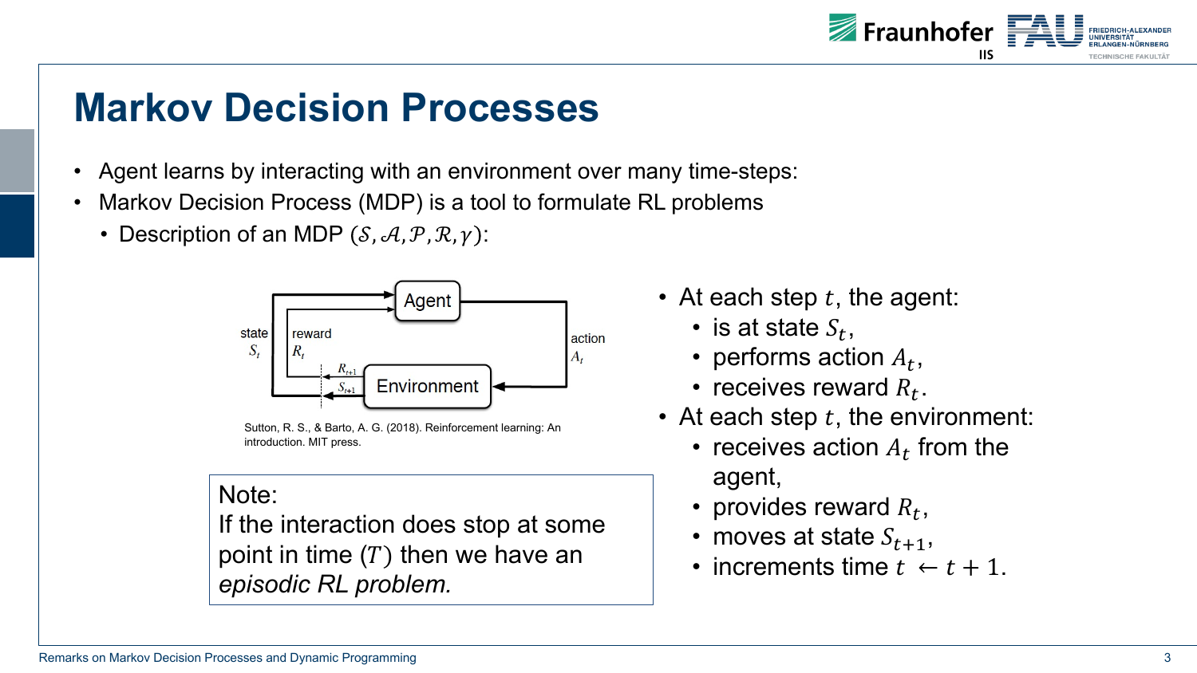# Markov Decision Processes

- Agent learns by interacting with an environment over many time-steps:
- Markov Decision Process (MDP) is a tool to formulate RL problems
  - Description of an MDP $(\mathcal{S}, \mathcal{A}, \mathcal{P}, \mathcal{R}, \gamma)$:

Sutton, R. S., & Barto, A. G. (2018). Reinforcement learning: An introduction. MIT press.

Note:
If the interaction does stop at some point in time ($T$) then we have an *episodic RL problem.*

- At each step $t$, the agent:
  - is at state $S_t$,
  - performs action $A_t$,
  - receives reward $R_t$.
- At each step $t$, the environment:
  - receives action $A_t$ from the agent,
  - provides reward $R_t$,
  - moves at state $S_{t+1}$,
  - increments time $t \leftarrow t + 1$.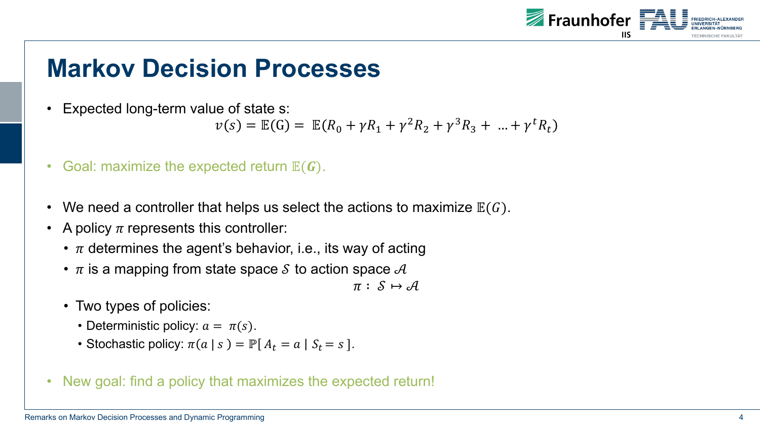# Markov Decision Processes

- Expected long-term value of state s:

$$v(s) = \mathbb{E}(\mathrm{G}) = \mathbb{E}(R_0 + \gamma R_1 + \gamma^2 R_2 + \gamma^3 R_3 + \ldots + \gamma^t R_t)$$

- Goal: maximize the expected return $\mathbb{E}(\boldsymbol{G})$.

- We need a controller that helps us select the actions to maximize $\mathbb{E}(G)$.
- A policy $\pi$ represents this controller:
  - $\pi$ determines the agent's behavior, i.e., its way of acting
  - $\pi$ is a mapping from state space $\mathcal{S}$ to action space $\mathcal{A}$

    $$\pi : \mathcal{S} \mapsto \mathcal{A}$$

  - Two types of policies:
    - Deterministic policy: $a = \pi(s)$.
    - Stochastic policy: $\pi(a \mid s) = \mathbb{P}[A_t = a \mid S_t = s]$.

- New goal: find a policy that maximizes the expected return!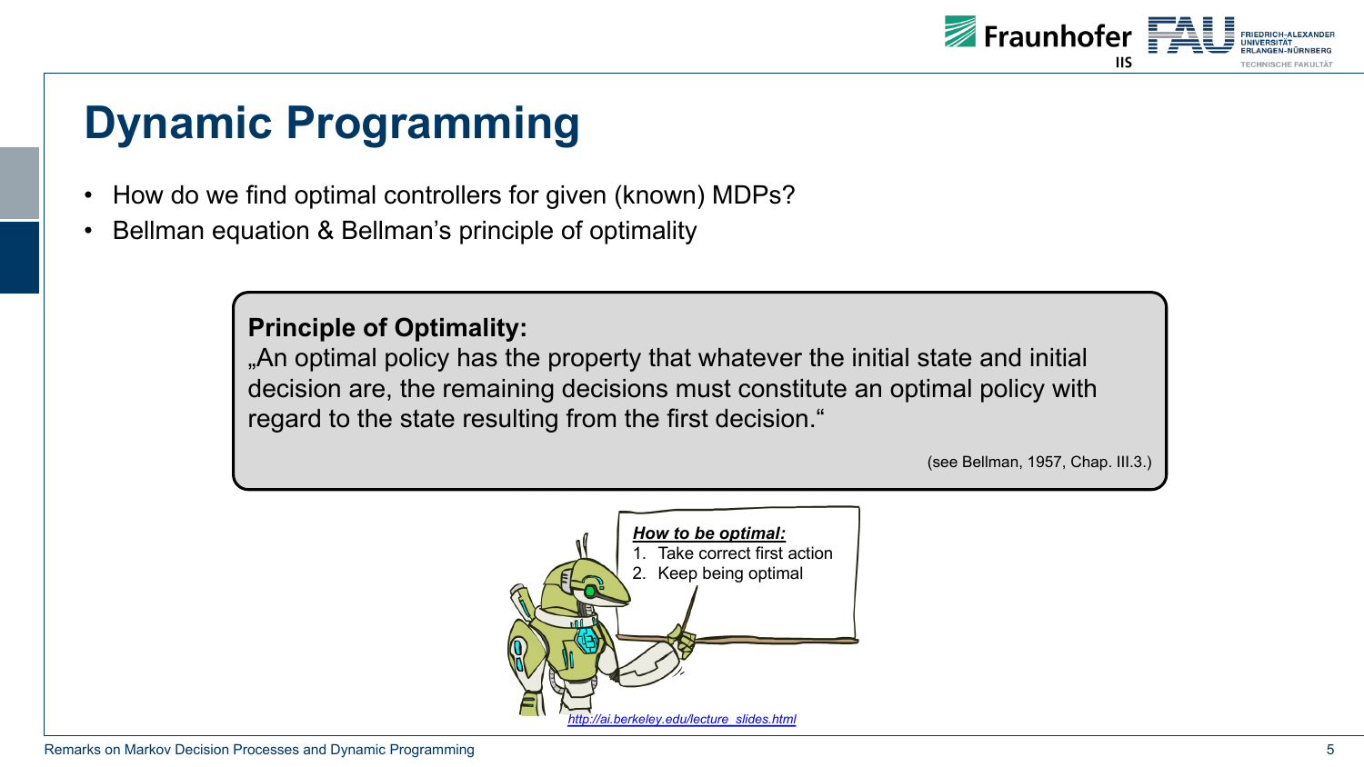# Dynamic Programming

- How do we find optimal controllers for given (known) MDPs?
- Bellman equation & Bellman's principle of optimality

**Principle of Optimality:**
„An optimal policy has the property that whatever the initial state and initial decision are, the remaining decisions must constitute an optimal policy with regard to the state resulting from the first decision."

(see Bellman, 1957, Chap. III.3.)

***How to be optimal:***
1. Take correct first action
2. Keep being optimal

http://ai.berkeley.edu/lecture_slides.html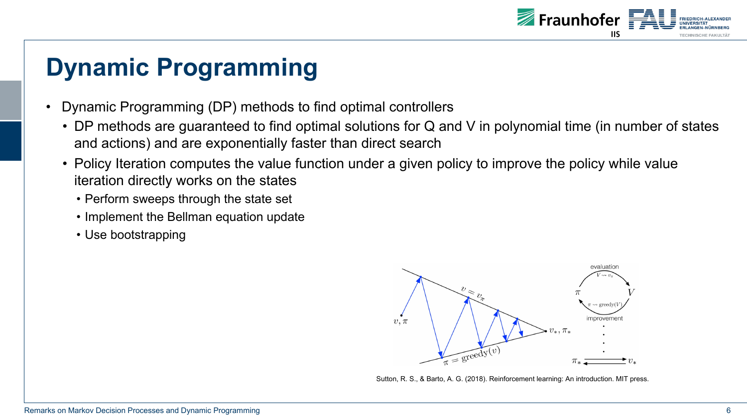# Dynamic Programming

- Dynamic Programming (DP) methods to find optimal controllers
  - DP methods are guaranteed to find optimal solutions for Q and V in polynomial time (in number of states and actions) and are exponentially faster than direct search
  - Policy Iteration computes the value function under a given policy to improve the policy while value iteration directly works on the states
    - Perform sweeps through the state set
    - Implement the Bellman equation update
    - Use bootstrapping

Sutton, R. S., & Barto, A. G. (2018). Reinforcement learning: An introduction. MIT press.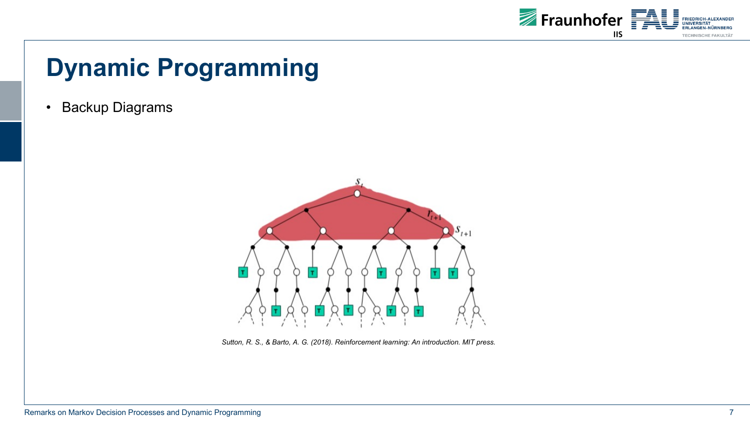# Dynamic Programming

- Backup Diagrams

*Sutton, R. S., & Barto, A. G. (2018). Reinforcement learning: An introduction. MIT press.*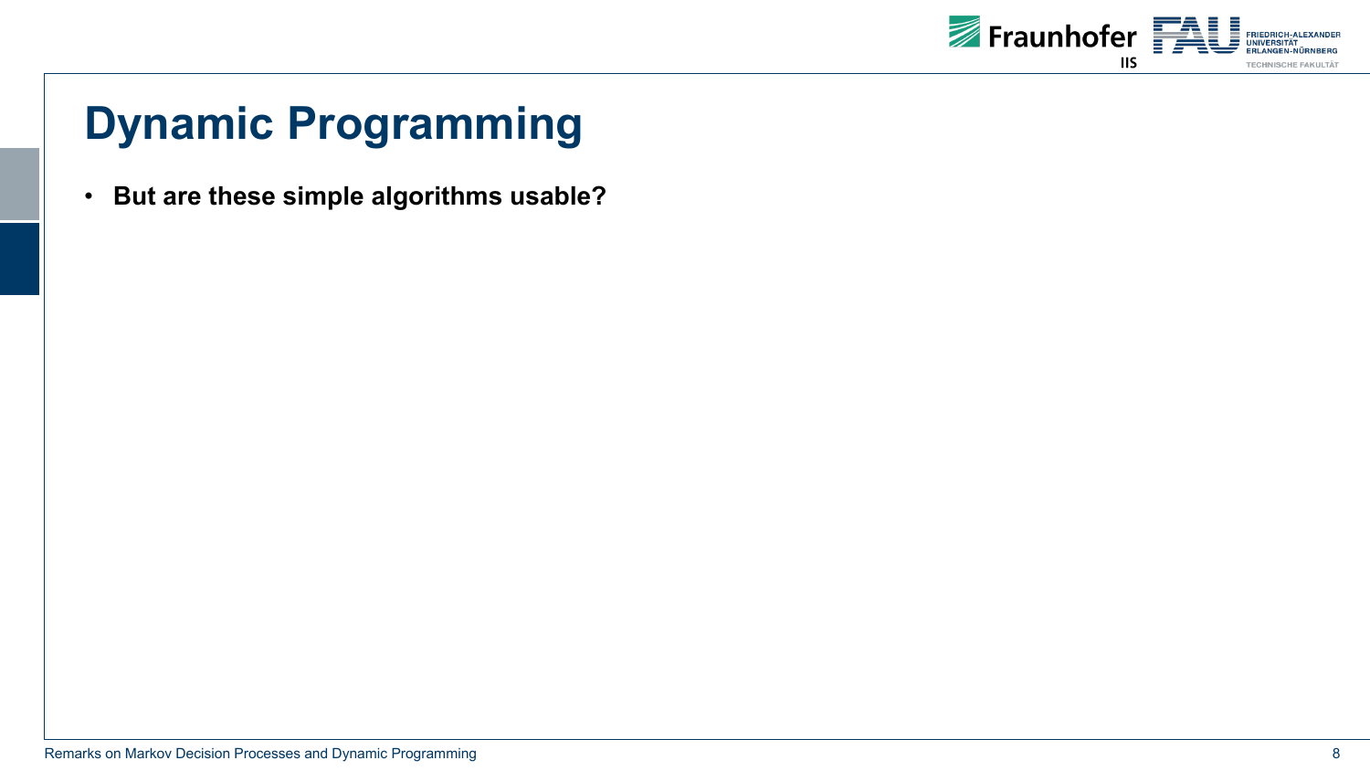# Dynamic Programming

- **But are these simple algorithms usable?**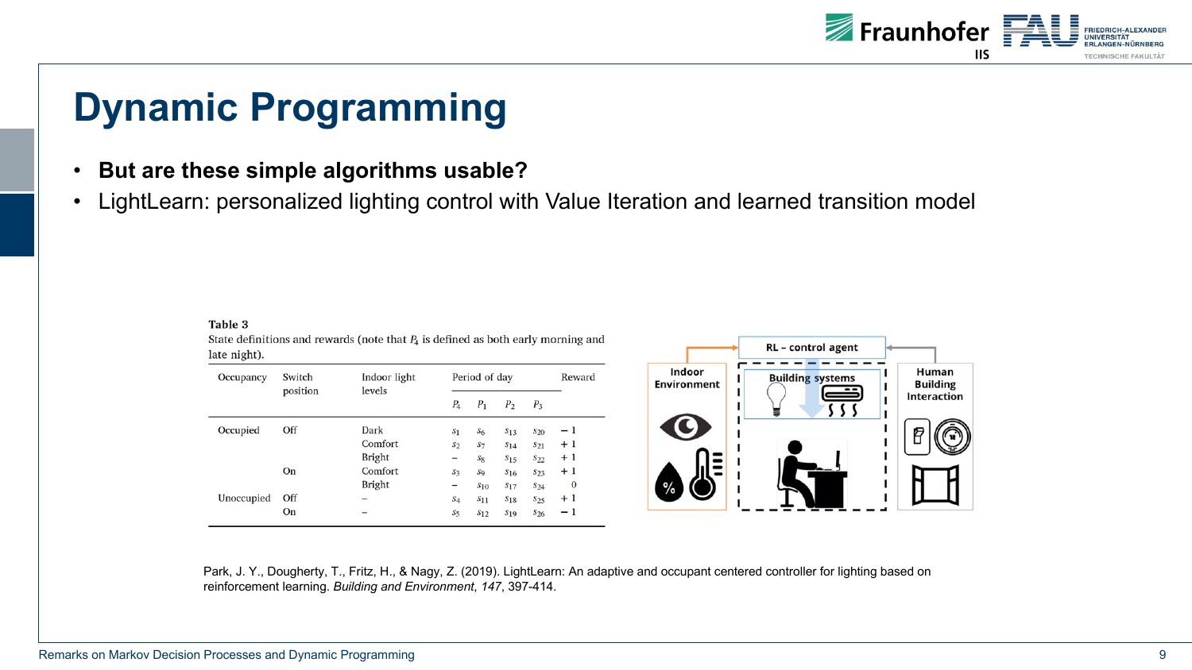# Dynamic Programming

- **But are these simple algorithms usable?**
- LightLearn: personalized lighting control with Value Iteration and learned transition model

**Table 3**
State definitions and rewards (note that $P_4$ is defined as both early morning and late night).

| Occupancy | Switch position | Indoor light levels | Period of day | | | | Reward |
|---|---|---|---|---|---|---|---|
| | | | $P_4$ | $P_1$ | $P_2$ | $P_3$ | |
| Occupied | Off | Dark | $s_1$ | $s_6$ | $s_{13}$ | $s_{20}$ | $-1$ |
| | | Comfort | $s_2$ | $s_7$ | $s_{14}$ | $s_{21}$ | $+1$ |
| | | Bright | – | $s_8$ | $s_{15}$ | $s_{22}$ | $+1$ |
| | On | Comfort | $s_3$ | $s_9$ | $s_{16}$ | $s_{23}$ | $+1$ |
| | | Bright | – | $s_{10}$ | $s_{17}$ | $s_{24}$ | 0 |
| Unoccupied | Off | – | $s_4$ | $s_{11}$ | $s_{18}$ | $s_{25}$ | $+1$ |
| | On | – | $s_5$ | $s_{12}$ | $s_{19}$ | $s_{26}$ | $-1$ |

Indoor Environment | RL – control agent | Building systems | Human Building Interaction

Park, J. Y., Dougherty, T., Fritz, H., & Nagy, Z. (2019). LightLearn: An adaptive and occupant centered controller for lighting based on reinforcement learning. *Building and Environment*, *147*, 397-414.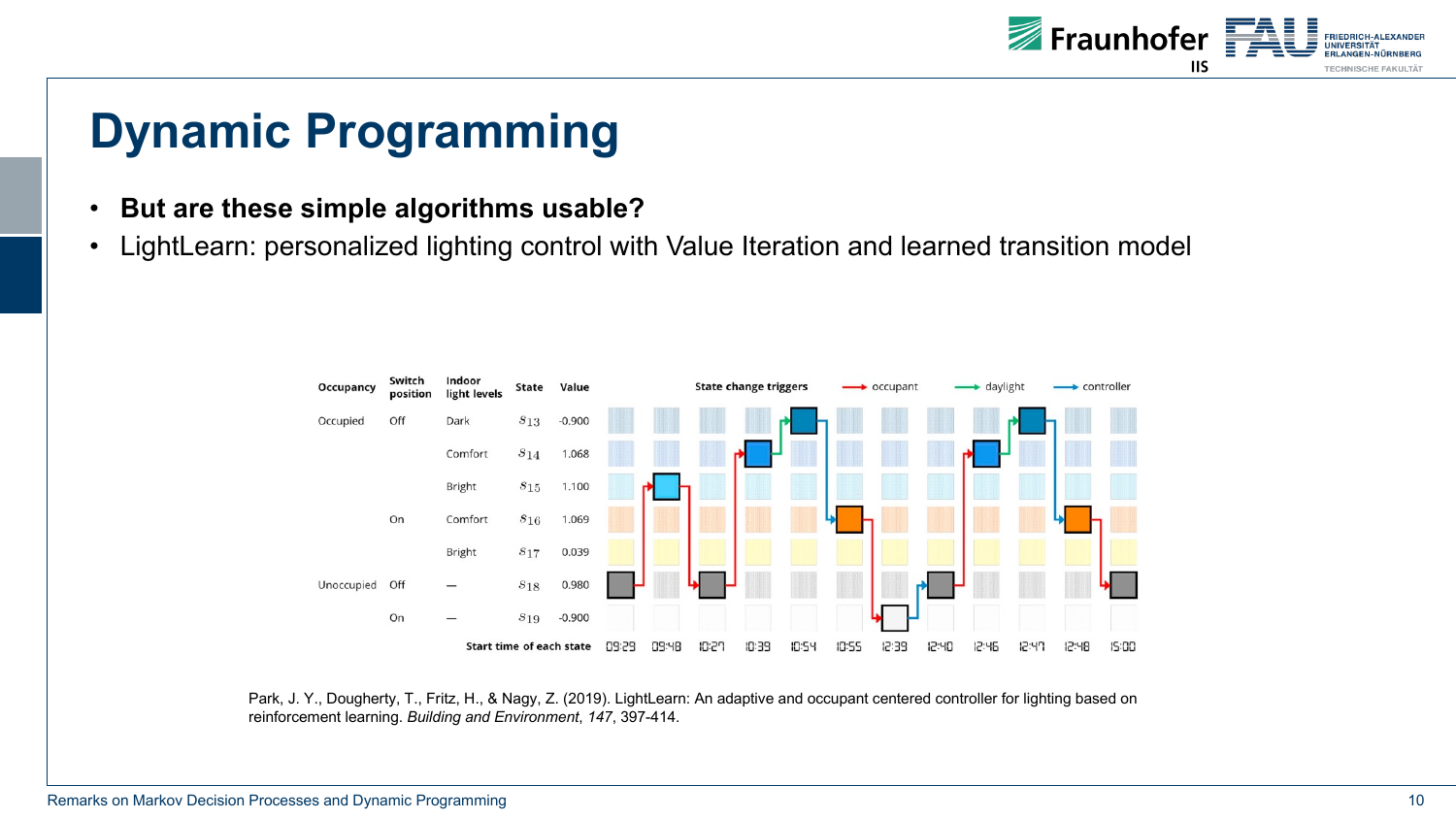# Dynamic Programming

- **But are these simple algorithms usable?**
- LightLearn: personalized lighting control with Value Iteration and learned transition model

| Occupancy | Switch position | Indoor light levels | State | Value |
|---|---|---|---|---|
| Occupied | Off | Dark | $s_{13}$ | -0.900 |
| | | Comfort | $s_{14}$ | 1.068 |
| | | Bright | $s_{15}$ | 1.100 |
| | On | Comfort | $s_{16}$ | 1.069 |
| | | Bright | $s_{17}$ | 0.039 |
| Unoccupied | Off | — | $s_{18}$ | 0.980 |
| | On | — | $s_{19}$ | -0.900 |

State change triggers: occupant, daylight, controller

Start time of each state: 09:29, 09:48, 10:27, 10:39, 10:54, 10:55, 12:39, 12:40, 12:46, 12:47, 12:48, 15:00

Park, J. Y., Dougherty, T., Fritz, H., & Nagy, Z. (2019). LightLearn: An adaptive and occupant centered controller for lighting based on reinforcement learning. *Building and Environment*, *147*, 397-414.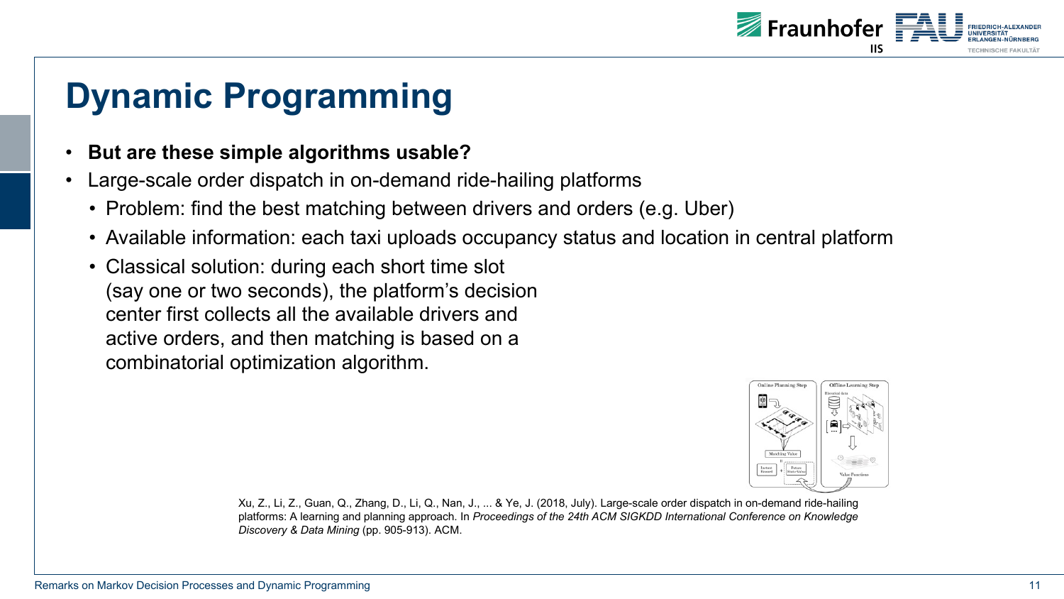# Dynamic Programming

- **But are these simple algorithms usable?**
- Large-scale order dispatch in on-demand ride-hailing platforms
  - Problem: find the best matching between drivers and orders (e.g. Uber)
  - Available information: each taxi uploads occupancy status and location in central platform
  - Classical solution: during each short time slot (say one or two seconds), the platform's decision center first collects all the available drivers and active orders, and then matching is based on a combinatorial optimization algorithm.

Xu, Z., Li, Z., Guan, Q., Zhang, D., Li, Q., Nan, J., ... & Ye, J. (2018, July). Large-scale order dispatch in on-demand ride-hailing platforms: A learning and planning approach. In *Proceedings of the 24th ACM SIGKDD International Conference on Knowledge Discovery & Data Mining* (pp. 905-913). ACM.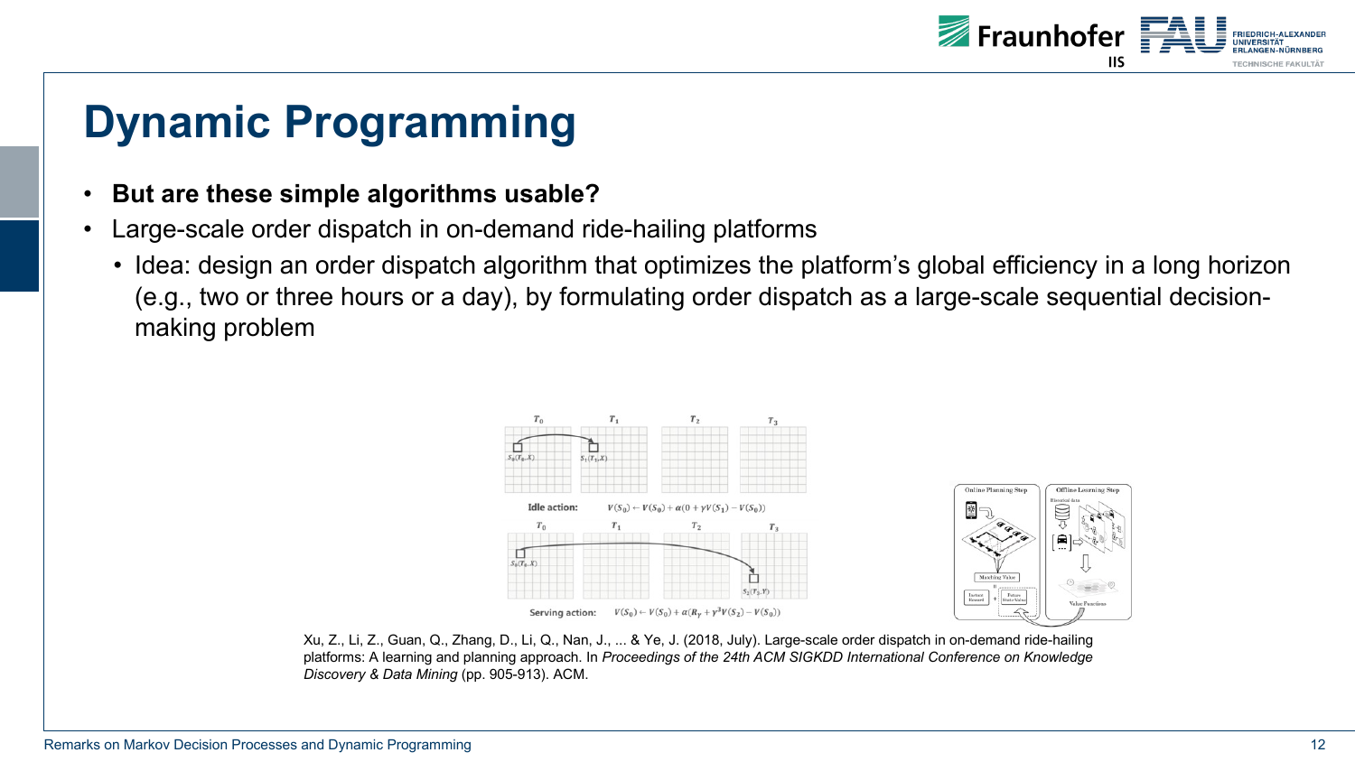# Dynamic Programming

- **But are these simple algorithms usable?**
- Large-scale order dispatch in on-demand ride-hailing platforms
  - Idea: design an order dispatch algorithm that optimizes the platform's global efficiency in a long horizon (e.g., two or three hours or a day), by formulating order dispatch as a large-scale sequential decision-making problem

Idle action: $V(S_0) \leftarrow V(S_0) + \alpha(0 + \gamma V(S_1) - V(S_0))$

Serving action: $V(S_0) \leftarrow V(S_0) + \alpha(R_\gamma + \gamma^3 V(S_2) - V(S_0))$

Xu, Z., Li, Z., Guan, Q., Zhang, D., Li, Q., Nan, J., ... & Ye, J. (2018, July). Large-scale order dispatch in on-demand ride-hailing platforms: A learning and planning approach. In *Proceedings of the 24th ACM SIGKDD International Conference on Knowledge Discovery & Data Mining* (pp. 905-913). ACM.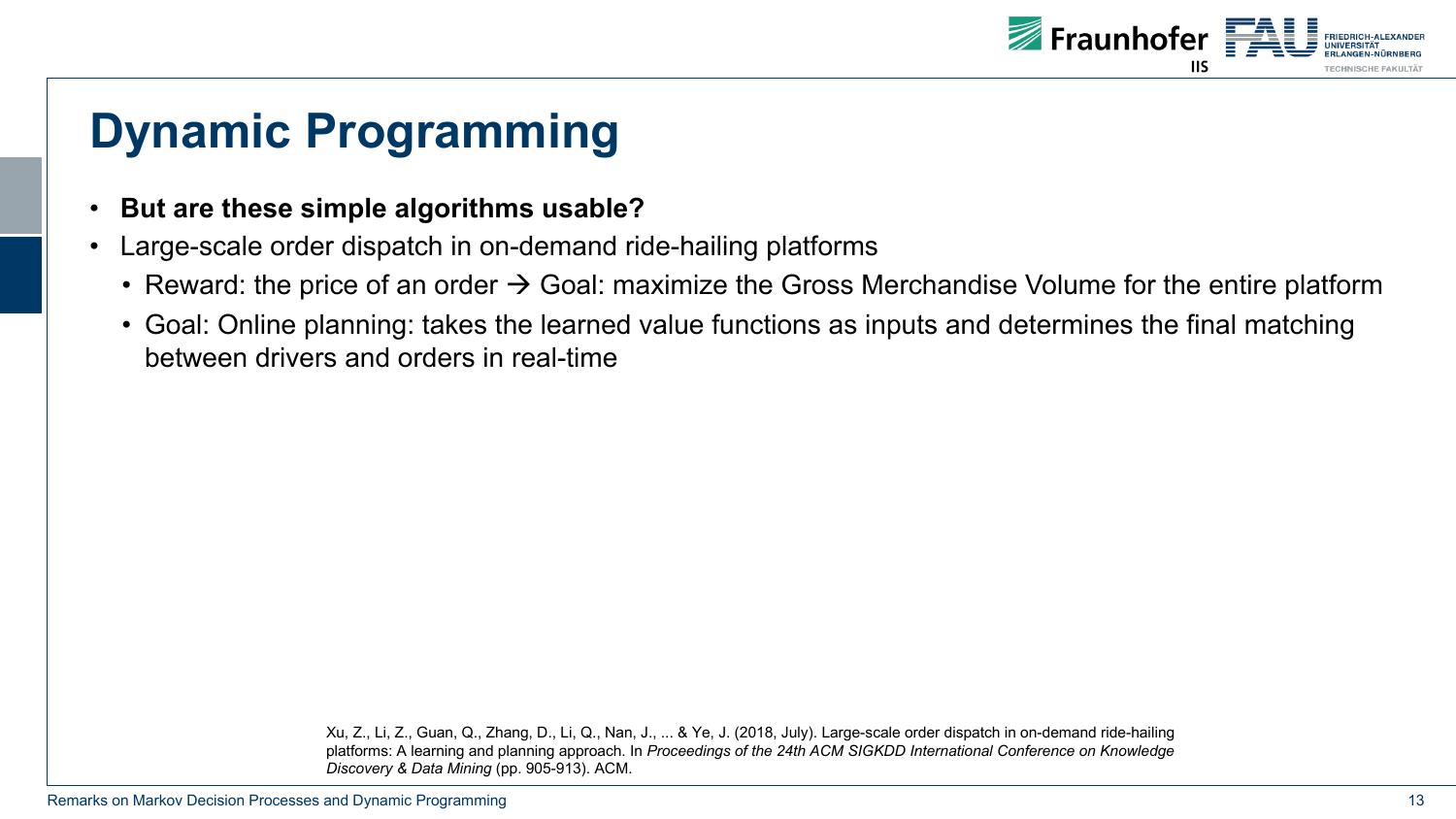# Dynamic Programming

- **But are these simple algorithms usable?**
- Large-scale order dispatch in on-demand ride-hailing platforms
  - Reward: the price of an order → Goal: maximize the Gross Merchandise Volume for the entire platform
  - Goal: Online planning: takes the learned value functions as inputs and determines the final matching between drivers and orders in real-time

Xu, Z., Li, Z., Guan, Q., Zhang, D., Li, Q., Nan, J., ... & Ye, J. (2018, July). Large-scale order dispatch in on-demand ride-hailing platforms: A learning and planning approach. In *Proceedings of the 24th ACM SIGKDD International Conference on Knowledge Discovery & Data Mining* (pp. 905-913). ACM.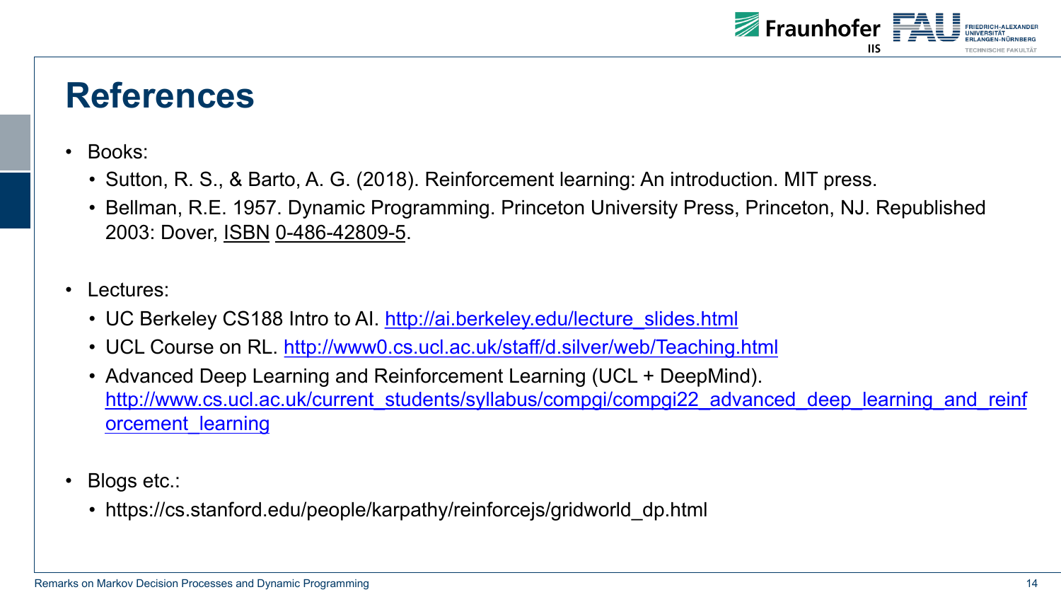# References

- Books:
  - Sutton, R. S., & Barto, A. G. (2018). Reinforcement learning: An introduction. MIT press.
  - Bellman, R.E. 1957. Dynamic Programming. Princeton University Press, Princeton, NJ. Republished 2003: Dover, ISBN 0-486-42809-5.

- Lectures:
  - UC Berkeley CS188 Intro to AI. http://ai.berkeley.edu/lecture_slides.html
  - UCL Course on RL. http://www0.cs.ucl.ac.uk/staff/d.silver/web/Teaching.html
  - Advanced Deep Learning and Reinforcement Learning (UCL + DeepMind). http://www.cs.ucl.ac.uk/current_students/syllabus/compgi/compgi22_advanced_deep_learning_and_reinforcement_learning

- Blogs etc.:
  - https://cs.stanford.edu/people/karpathy/reinforcejs/gridworld_dp.html